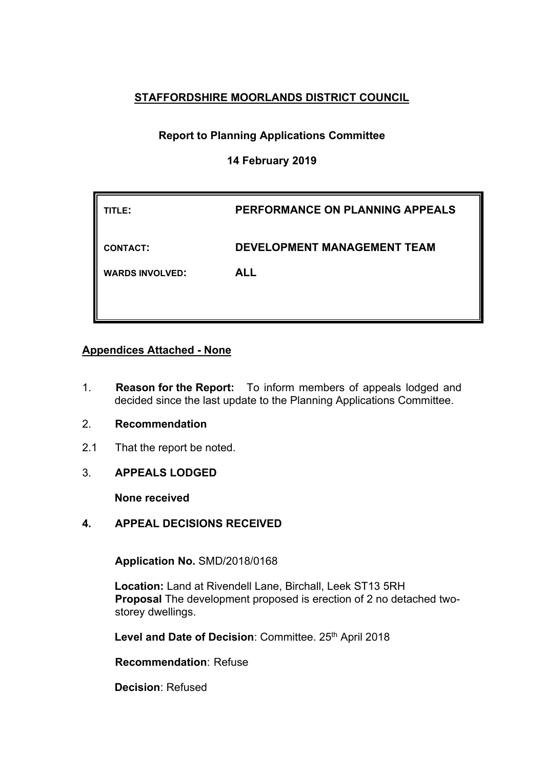**STAFFORDSHIRE MOORLANDS DISTRICT COUNCIL**

**Report to Planning Applications Committee**

**14 February 2019**

| | |
|---|---|
| **TITLE:** | **PERFORMANCE ON PLANNING APPEALS** |
| **CONTACT:** | **DEVELOPMENT MANAGEMENT TEAM** |
| **WARDS INVOLVED:** | **ALL** |

**Appendices Attached - None**

1. **Reason for the Report:** To inform members of appeals lodged and decided since the last update to the Planning Applications Committee.

2. **Recommendation**

2.1 That the report be noted.

3. **APPEALS LODGED**

**None received**

**4. APPEAL DECISIONS RECEIVED**

**Application No.** SMD/2018/0168

**Location:** Land at Rivendell Lane, Birchall, Leek ST13 5RH
**Proposal** The development proposed is erection of 2 no detached two-storey dwellings.

**Level and Date of Decision**: Committee. 25th April 2018

**Recommendation**: Refuse

**Decision**: Refused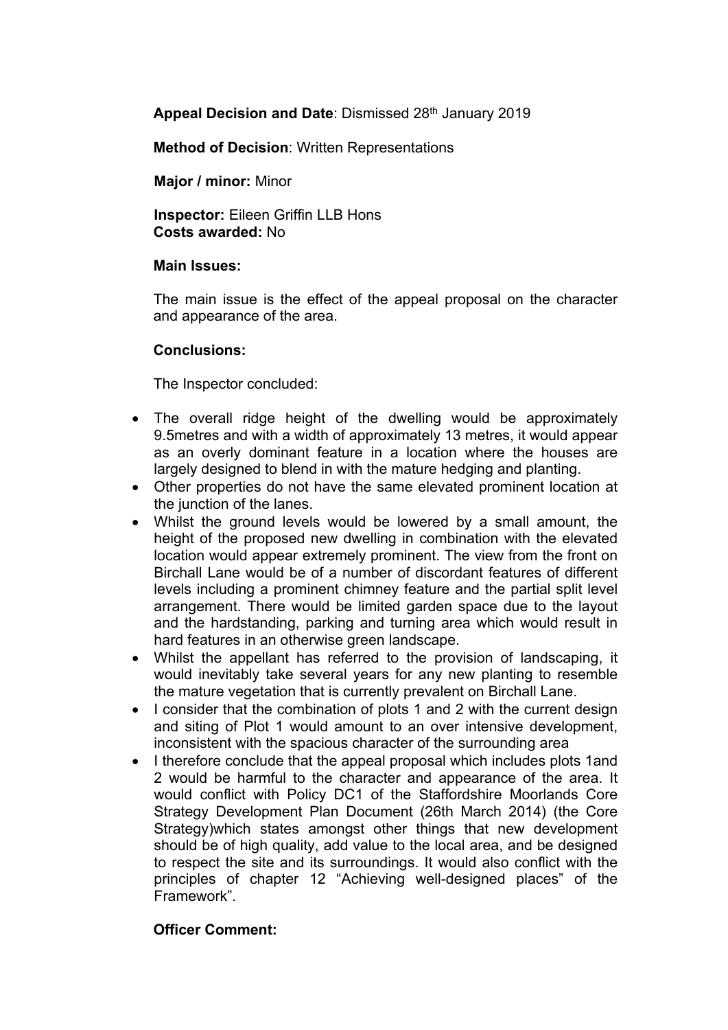**Appeal Decision and Date**: Dismissed 28th January 2019

**Method of Decision**: Written Representations

**Major / minor:** Minor

**Inspector:** Eileen Griffin LLB Hons
**Costs awarded:** No

**Main Issues:**

The main issue is the effect of the appeal proposal on the character and appearance of the area.

**Conclusions:**

The Inspector concluded:

- The overall ridge height of the dwelling would be approximately 9.5metres and with a width of approximately 13 metres, it would appear as an overly dominant feature in a location where the houses are largely designed to blend in with the mature hedging and planting.
- Other properties do not have the same elevated prominent location at the junction of the lanes.
- Whilst the ground levels would be lowered by a small amount, the height of the proposed new dwelling in combination with the elevated location would appear extremely prominent. The view from the front on Birchall Lane would be of a number of discordant features of different levels including a prominent chimney feature and the partial split level arrangement. There would be limited garden space due to the layout and the hardstanding, parking and turning area which would result in hard features in an otherwise green landscape.
- Whilst the appellant has referred to the provision of landscaping, it would inevitably take several years for any new planting to resemble the mature vegetation that is currently prevalent on Birchall Lane.
- I consider that the combination of plots 1 and 2 with the current design and siting of Plot 1 would amount to an over intensive development, inconsistent with the spacious character of the surrounding area
- I therefore conclude that the appeal proposal which includes plots 1and 2 would be harmful to the character and appearance of the area. It would conflict with Policy DC1 of the Staffordshire Moorlands Core Strategy Development Plan Document (26th March 2014) (the Core Strategy)which states amongst other things that new development should be of high quality, add value to the local area, and be designed to respect the site and its surroundings. It would also conflict with the principles of chapter 12 "Achieving well-designed places" of the Framework".

**Officer Comment:**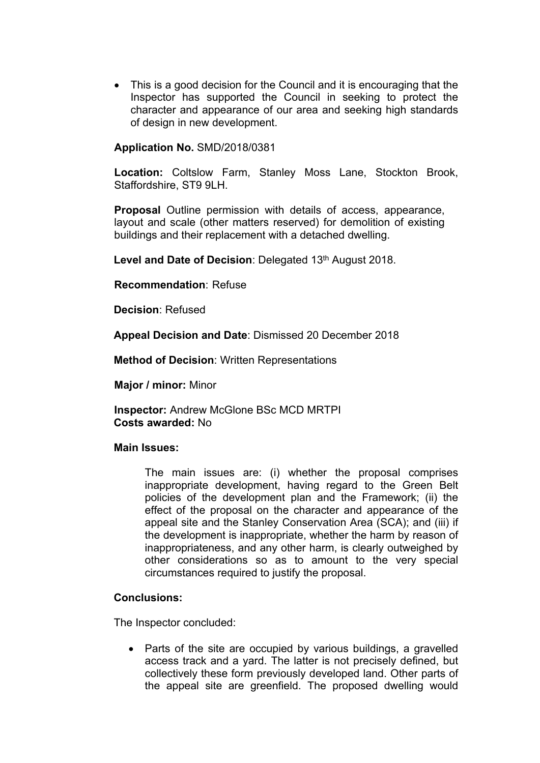- This is a good decision for the Council and it is encouraging that the Inspector has supported the Council in seeking to protect the character and appearance of our area and seeking high standards of design in new development.

**Application No.** SMD/2018/0381

**Location:** Coltslow Farm, Stanley Moss Lane, Stockton Brook, Staffordshire, ST9 9LH.

**Proposal** Outline permission with details of access, appearance, layout and scale (other matters reserved) for demolition of existing buildings and their replacement with a detached dwelling.

**Level and Date of Decision**: Delegated 13th August 2018.

**Recommendation**: Refuse

**Decision**: Refused

**Appeal Decision and Date**: Dismissed 20 December 2018

**Method of Decision**: Written Representations

**Major / minor:** Minor

**Inspector:** Andrew McGlone BSc MCD MRTPI
**Costs awarded:** No

**Main Issues:**

> The main issues are: (i) whether the proposal comprises inappropriate development, having regard to the Green Belt policies of the development plan and the Framework; (ii) the effect of the proposal on the character and appearance of the appeal site and the Stanley Conservation Area (SCA); and (iii) if the development is inappropriate, whether the harm by reason of inappropriateness, and any other harm, is clearly outweighed by other considerations so as to amount to the very special circumstances required to justify the proposal.

**Conclusions:**

The Inspector concluded:

- Parts of the site are occupied by various buildings, a gravelled access track and a yard. The latter is not precisely defined, but collectively these form previously developed land. Other parts of the appeal site are greenfield. The proposed dwelling would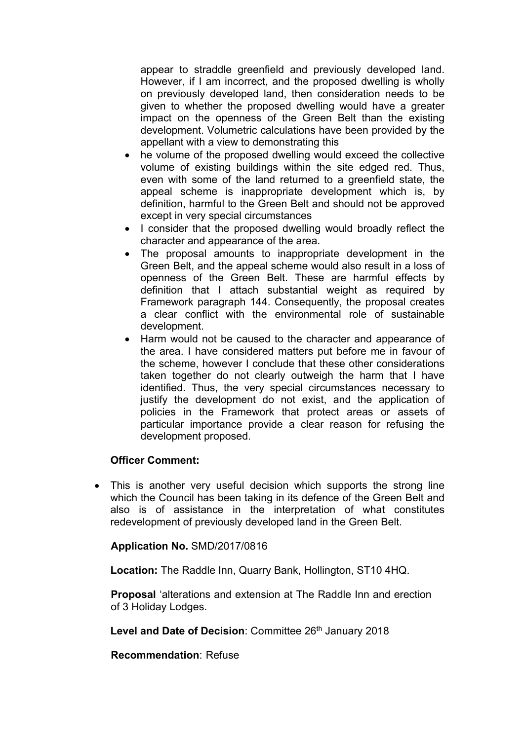appear to straddle greenfield and previously developed land. However, if I am incorrect, and the proposed dwelling is wholly on previously developed land, then consideration needs to be given to whether the proposed dwelling would have a greater impact on the openness of the Green Belt than the existing development. Volumetric calculations have been provided by the appellant with a view to demonstrating this

- he volume of the proposed dwelling would exceed the collective volume of existing buildings within the site edged red. Thus, even with some of the land returned to a greenfield state, the appeal scheme is inappropriate development which is, by definition, harmful to the Green Belt and should not be approved except in very special circumstances
- I consider that the proposed dwelling would broadly reflect the character and appearance of the area.
- The proposal amounts to inappropriate development in the Green Belt, and the appeal scheme would also result in a loss of openness of the Green Belt. These are harmful effects by definition that I attach substantial weight as required by Framework paragraph 144. Consequently, the proposal creates a clear conflict with the environmental role of sustainable development.
- Harm would not be caused to the character and appearance of the area. I have considered matters put before me in favour of the scheme, however I conclude that these other considerations taken together do not clearly outweigh the harm that I have identified. Thus, the very special circumstances necessary to justify the development do not exist, and the application of policies in the Framework that protect areas or assets of particular importance provide a clear reason for refusing the development proposed.

**Officer Comment:**

- This is another very useful decision which supports the strong line which the Council has been taking in its defence of the Green Belt and also is of assistance in the interpretation of what constitutes redevelopment of previously developed land in the Green Belt.

**Application No.** SMD/2017/0816

**Location:** The Raddle Inn, Quarry Bank, Hollington, ST10 4HQ.

**Proposal** 'alterations and extension at The Raddle Inn and erection of 3 Holiday Lodges.

**Level and Date of Decision**: Committee 26th January 2018

**Recommendation**: Refuse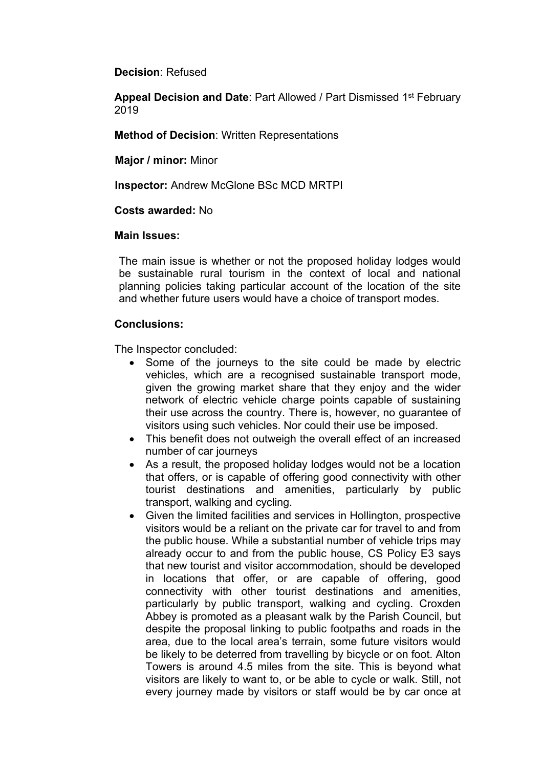**Decision**: Refused

**Appeal Decision and Date**: Part Allowed / Part Dismissed 1st February 2019

**Method of Decision**: Written Representations

**Major / minor:** Minor

**Inspector:** Andrew McGlone BSc MCD MRTPI

**Costs awarded:** No

**Main Issues:**

The main issue is whether or not the proposed holiday lodges would be sustainable rural tourism in the context of local and national planning policies taking particular account of the location of the site and whether future users would have a choice of transport modes.

**Conclusions:**

The Inspector concluded:

- Some of the journeys to the site could be made by electric vehicles, which are a recognised sustainable transport mode, given the growing market share that they enjoy and the wider network of electric vehicle charge points capable of sustaining their use across the country. There is, however, no guarantee of visitors using such vehicles. Nor could their use be imposed.
- This benefit does not outweigh the overall effect of an increased number of car journeys
- As a result, the proposed holiday lodges would not be a location that offers, or is capable of offering good connectivity with other tourist destinations and amenities, particularly by public transport, walking and cycling.
- Given the limited facilities and services in Hollington, prospective visitors would be a reliant on the private car for travel to and from the public house. While a substantial number of vehicle trips may already occur to and from the public house, CS Policy E3 says that new tourist and visitor accommodation, should be developed in locations that offer, or are capable of offering, good connectivity with other tourist destinations and amenities, particularly by public transport, walking and cycling. Croxden Abbey is promoted as a pleasant walk by the Parish Council, but despite the proposal linking to public footpaths and roads in the area, due to the local area's terrain, some future visitors would be likely to be deterred from travelling by bicycle or on foot. Alton Towers is around 4.5 miles from the site. This is beyond what visitors are likely to want to, or be able to cycle or walk. Still, not every journey made by visitors or staff would be by car once at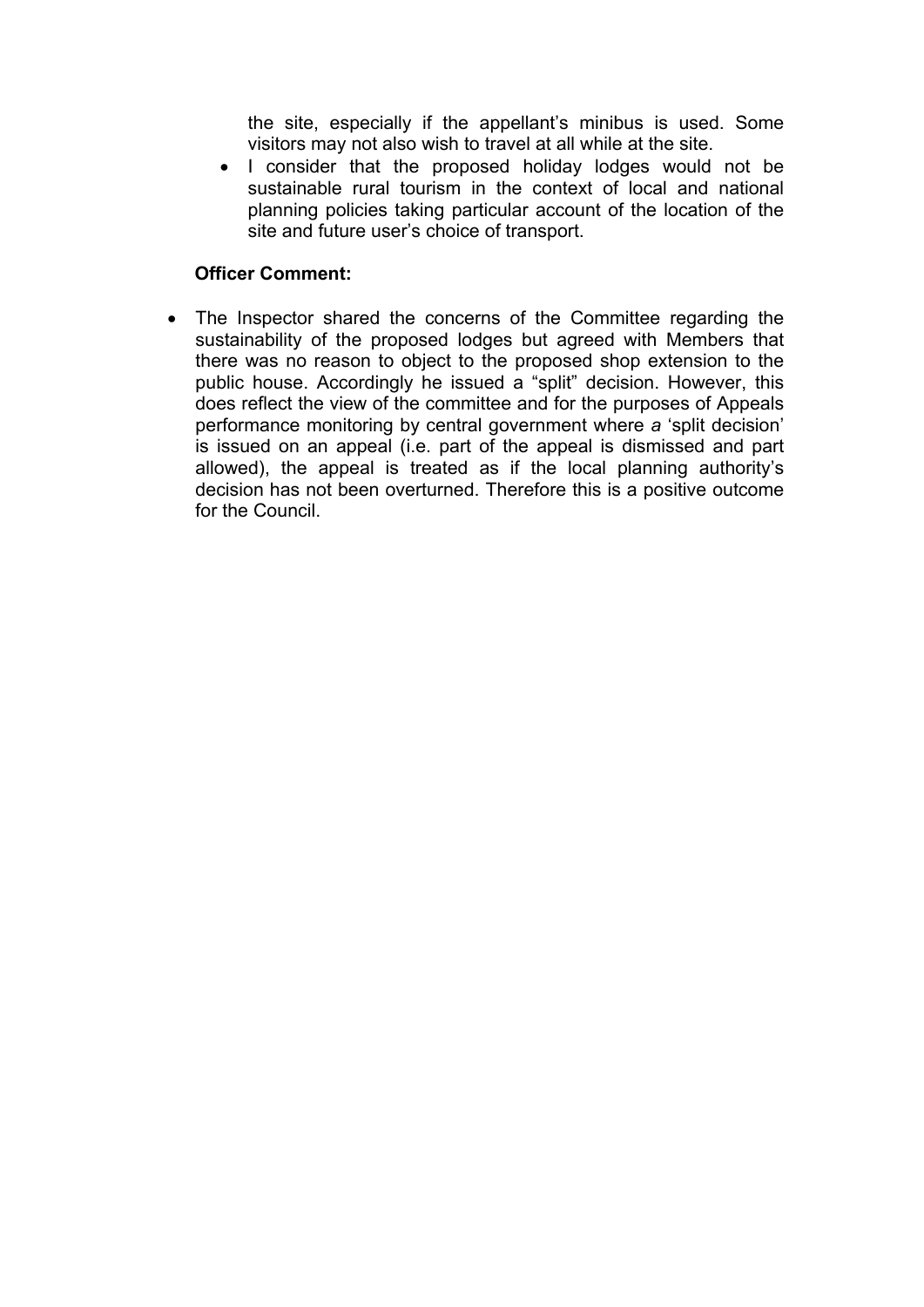the site, especially if the appellant's minibus is used. Some visitors may not also wish to travel at all while at the site.

- I consider that the proposed holiday lodges would not be sustainable rural tourism in the context of local and national planning policies taking particular account of the location of the site and future user's choice of transport.

**Officer Comment:**

- The Inspector shared the concerns of the Committee regarding the sustainability of the proposed lodges but agreed with Members that there was no reason to object to the proposed shop extension to the public house. Accordingly he issued a "split" decision. However, this does reflect the view of the committee and for the purposes of Appeals performance monitoring by central government where *a* 'split decision' is issued on an appeal (i.e. part of the appeal is dismissed and part allowed), the appeal is treated as if the local planning authority's decision has not been overturned. Therefore this is a positive outcome for the Council.